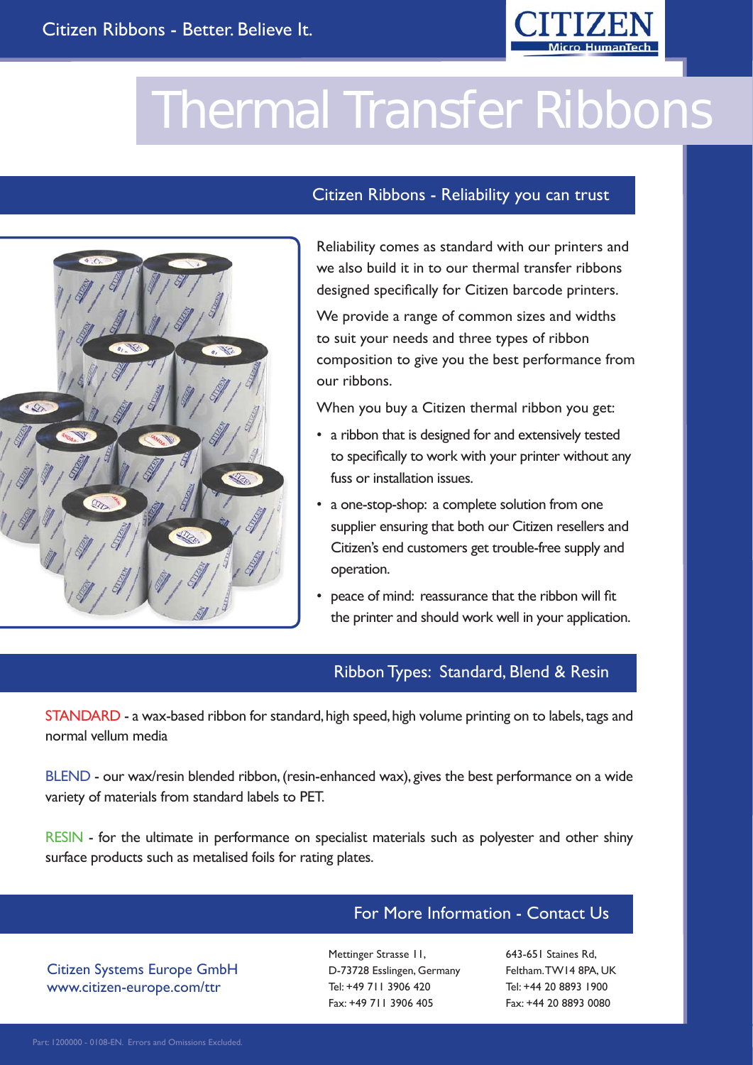Citizen Ribbons - Better. Believe It.

# Thermal Transfer Ribbons

## Citizen Ribbons - Reliability you can trust

Reliability comes as standard with our printers and we also build it in to our thermal transfer ribbons designed specifically for Citizen barcode printers.

We provide a range of common sizes and widths to suit your needs and three types of ribbon composition to give you the best performance from our ribbons.

When you buy a Citizen thermal ribbon you get:

- a ribbon that is designed for and extensively tested to specifically to work with your printer without any fuss or installation issues.
- a one-stop-shop: a complete solution from one supplier ensuring that both our Citizen resellers and Citizen's end customers get trouble-free supply and operation.
- peace of mind: reassurance that the ribbon will fit the printer and should work well in your application.

## Ribbon Types: Standard, Blend & Resin

STANDARD - a wax-based ribbon for standard, high speed, high volume printing on to labels, tags and normal vellum media

BLEND - our wax/resin blended ribbon, (resin-enhanced wax), gives the best performance on a wide variety of materials from standard labels to PET.

RESIN - for the ultimate in performance on specialist materials such as polyester and other shiny surface products such as metalised foils for rating plates.

## For More Information - Contact Us

Citizen Systems Europe GmbH
www.citizen-europe.com/ttr

Mettinger Strasse 11,
D-73728 Esslingen, Germany
Tel: +49 711 3906 420
Fax: +49 711 3906 405

643-651 Staines Rd,
Feltham. TW14 8PA, UK
Tel: +44 20 8893 1900
Fax: +44 20 8893 0080

Part: 1200000 - 0108-EN. Errors and Omissions Excluded.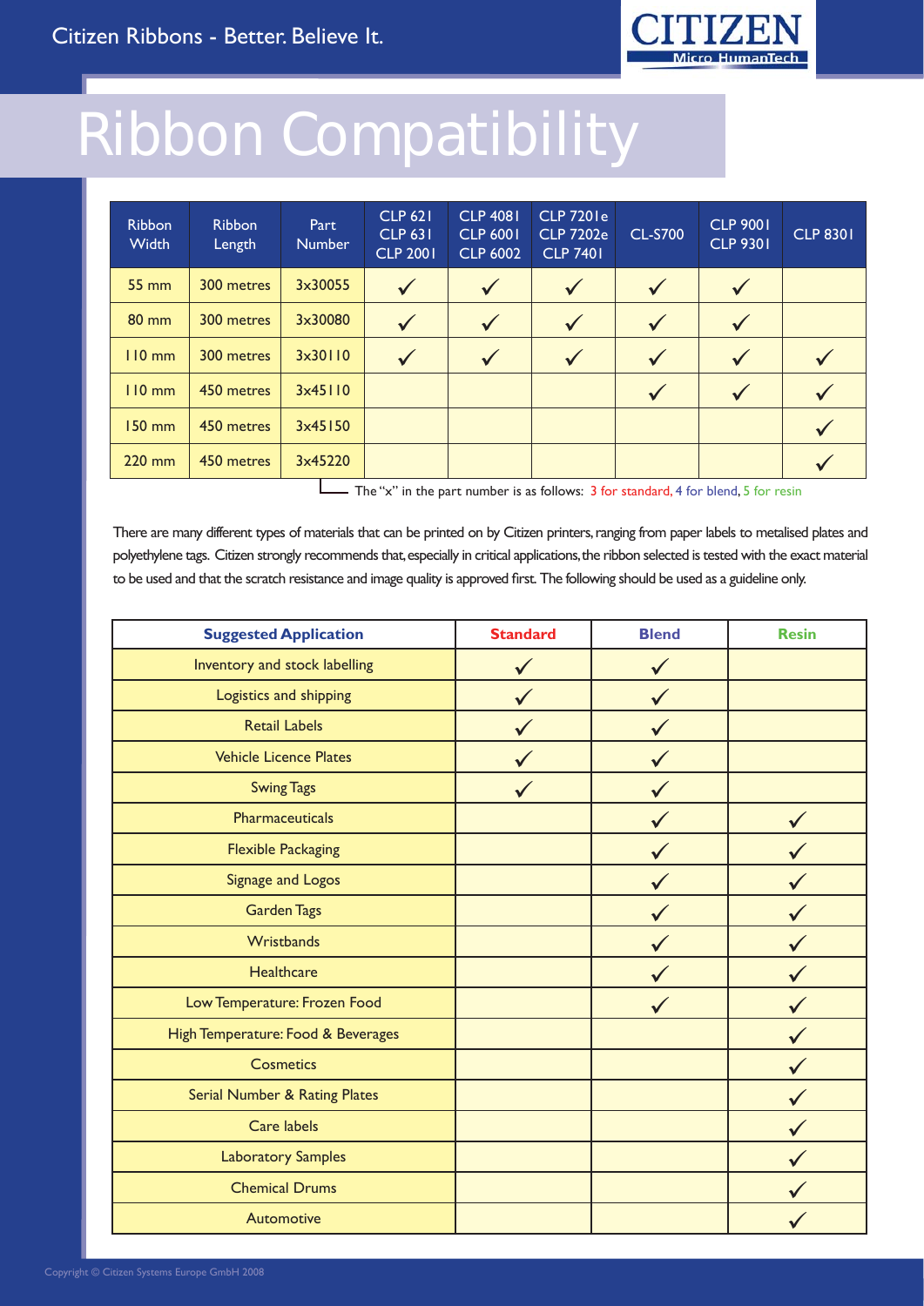# Ribbon Compatibility

| Ribbon Width | Ribbon Length | Part Number | CLP 621 CLP 631 CLP 2001 | CLP 4081 CLP 6001 CLP 6002 | CLP 7201e CLP 7202e CLP 7401 | CL-S700 | CLP 9001 CLP 9301 | CLP 8301 |
|---|---|---|---|---|---|---|---|---|
| 55 mm | 300 metres | 3x30055 | ✓ | ✓ | ✓ | ✓ | ✓ | |
| 80 mm | 300 metres | 3x30080 | ✓ | ✓ | ✓ | ✓ | ✓ | |
| 110 mm | 300 metres | 3x30110 | ✓ | ✓ | ✓ | ✓ | ✓ | ✓ |
| 110 mm | 450 metres | 3x45110 | | | | ✓ | ✓ | ✓ |
| 150 mm | 450 metres | 3x45150 | | | | | | ✓ |
| 220 mm | 450 metres | 3x45220 | | | | | | ✓ |

The "x" in the part number is as follows: 3 for standard, 4 for blend, 5 for resin

There are many different types of materials that can be printed on by Citizen printers, ranging from paper labels to metalised plates and polyethylene tags. Citizen strongly recommends that, especially in critical applications, the ribbon selected is tested with the exact material to be used and that the scratch resistance and image quality is approved first. The following should be used as a guideline only.

| Suggested Application | Standard | Blend | Resin |
|---|---|---|---|
| Inventory and stock labelling | ✓ | ✓ | |
| Logistics and shipping | ✓ | ✓ | |
| Retail Labels | ✓ | ✓ | |
| Vehicle Licence Plates | ✓ | ✓ | |
| Swing Tags | ✓ | ✓ | |
| Pharmaceuticals | | ✓ | ✓ |
| Flexible Packaging | | ✓ | ✓ |
| Signage and Logos | | ✓ | ✓ |
| Garden Tags | | ✓ | ✓ |
| Wristbands | | ✓ | ✓ |
| Healthcare | | ✓ | ✓ |
| Low Temperature: Frozen Food | | ✓ | ✓ |
| High Temperature: Food & Beverages | | | ✓ |
| Cosmetics | | | ✓ |
| Serial Number & Rating Plates | | | ✓ |
| Care labels | | | ✓ |
| Laboratory Samples | | | ✓ |
| Chemical Drums | | | ✓ |
| Automotive | | | ✓ |

Copyright © Citizen Systems Europe GmbH 2008